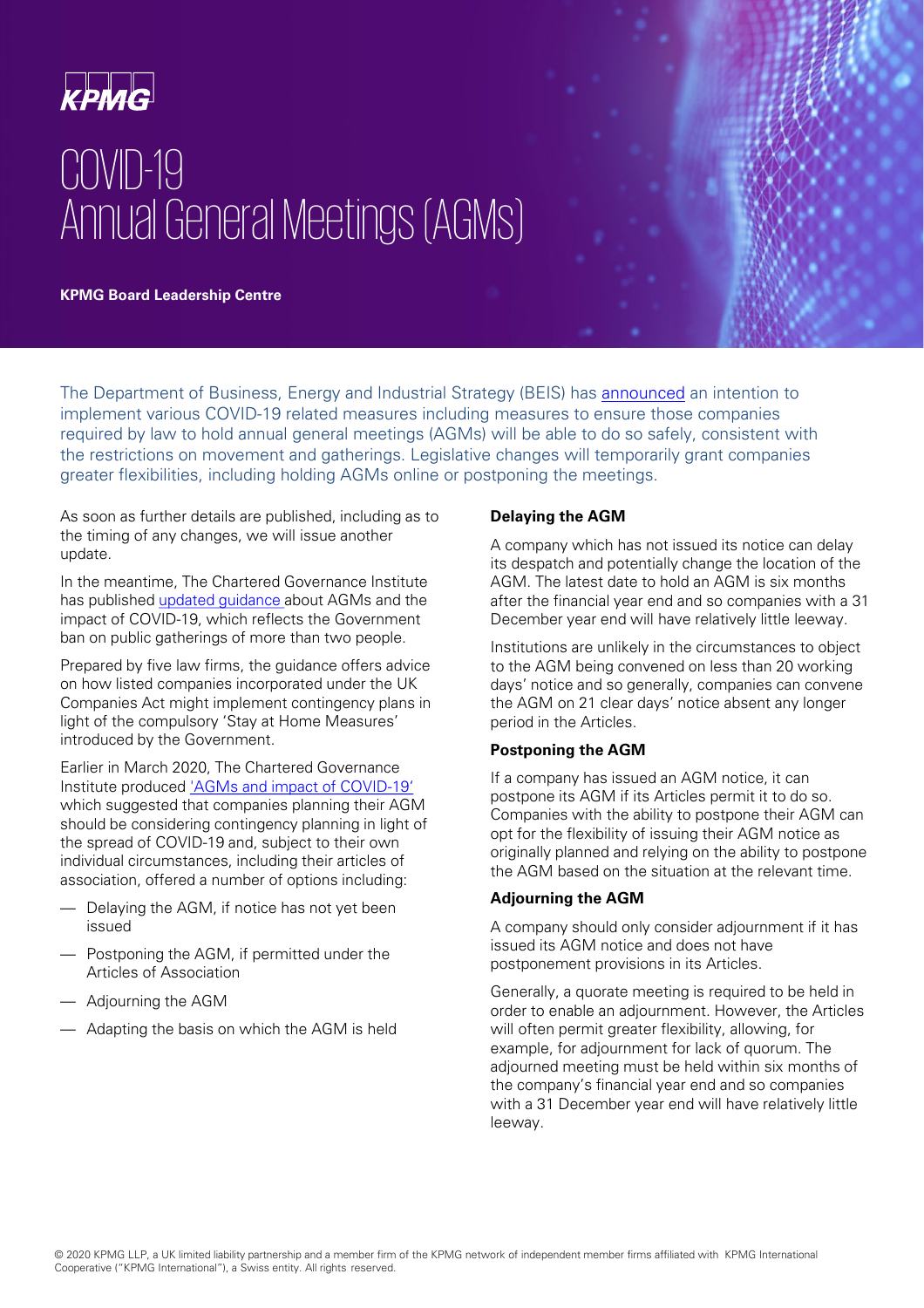KPMG

# COVID-19 Annual General Meetings (AGMs)

**KPMG Board Leadership Centre**

The Department of Business, Energy and Industrial Strategy (BEIS) has announced an intention to implement various COVID-19 related measures including measures to ensure those companies required by law to hold annual general meetings (AGMs) will be able to do so safely, consistent with the restrictions on movement and gatherings. Legislative changes will temporarily grant companies greater flexibilities, including holding AGMs online or postponing the meetings.

As soon as further details are published, including as to the timing of any changes, we will issue another update.

In the meantime, The Chartered Governance Institute has published updated guidance about AGMs and the impact of COVID-19, which reflects the Government ban on public gatherings of more than two people.

Prepared by five law firms, the guidance offers advice on how listed companies incorporated under the UK Companies Act might implement contingency plans in light of the compulsory 'Stay at Home Measures' introduced by the Government.

Earlier in March 2020, The Chartered Governance Institute produced 'AGMs and impact of COVID-19' which suggested that companies planning their AGM should be considering contingency planning in light of the spread of COVID-19 and, subject to their own individual circumstances, including their articles of association, offered a number of options including:

- Delaying the AGM, if notice has not yet been issued
- Postponing the AGM, if permitted under the Articles of Association
- Adjourning the AGM
- Adapting the basis on which the AGM is held

### Delaying the AGM

A company which has not issued its notice can delay its despatch and potentially change the location of the AGM. The latest date to hold an AGM is six months after the financial year end and so companies with a 31 December year end will have relatively little leeway.

Institutions are unlikely in the circumstances to object to the AGM being convened on less than 20 working days' notice and so generally, companies can convene the AGM on 21 clear days' notice absent any longer period in the Articles.

### Postponing the AGM

If a company has issued an AGM notice, it can postpone its AGM if its Articles permit it to do so. Companies with the ability to postpone their AGM can opt for the flexibility of issuing their AGM notice as originally planned and relying on the ability to postpone the AGM based on the situation at the relevant time.

### Adjourning the AGM

A company should only consider adjournment if it has issued its AGM notice and does not have postponement provisions in its Articles.

Generally, a quorate meeting is required to be held in order to enable an adjournment. However, the Articles will often permit greater flexibility, allowing, for example, for adjournment for lack of quorum. The adjourned meeting must be held within six months of the company's financial year end and so companies with a 31 December year end will have relatively little leeway.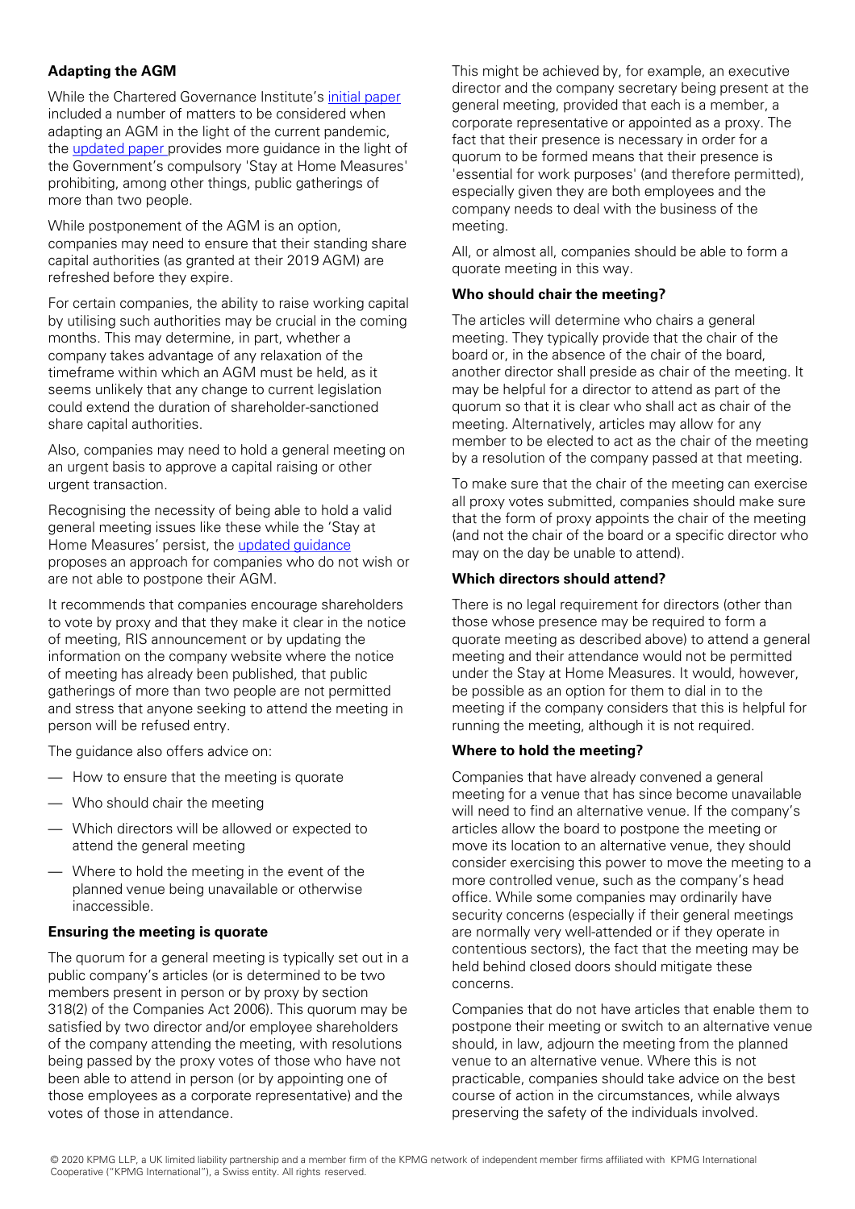## Adapting the AGM

While the Chartered Governance Institute's [initial paper] included a number of matters to be considered when adapting an AGM in the light of the current pandemic, the [updated paper] provides more guidance in the light of the Government's compulsory 'Stay at Home Measures' prohibiting, among other things, public gatherings of more than two people.

While postponement of the AGM is an option, companies may need to ensure that their standing share capital authorities (as granted at their 2019 AGM) are refreshed before they expire.

For certain companies, the ability to raise working capital by utilising such authorities may be crucial in the coming months. This may determine, in part, whether a company takes advantage of any relaxation of the timeframe within which an AGM must be held, as it seems unlikely that any change to current legislation could extend the duration of shareholder-sanctioned share capital authorities.

Also, companies may need to hold a general meeting on an urgent basis to approve a capital raising or other urgent transaction.

Recognising the necessity of being able to hold a valid general meeting issues like these while the 'Stay at Home Measures' persist, the [updated guidance] proposes an approach for companies who do not wish or are not able to postpone their AGM.

It recommends that companies encourage shareholders to vote by proxy and that they make it clear in the notice of meeting, RIS announcement or by updating the information on the company website where the notice of meeting has already been published, that public gatherings of more than two people are not permitted and stress that anyone seeking to attend the meeting in person will be refused entry.

The guidance also offers advice on:

- How to ensure that the meeting is quorate
- Who should chair the meeting
- Which directors will be allowed or expected to attend the general meeting
- Where to hold the meeting in the event of the planned venue being unavailable or otherwise inaccessible.

### Ensuring the meeting is quorate

The quorum for a general meeting is typically set out in a public company's articles (or is determined to be two members present in person or by proxy by section 318(2) of the Companies Act 2006). This quorum may be satisfied by two director and/or employee shareholders of the company attending the meeting, with resolutions being passed by the proxy votes of those who have not been able to attend in person (or by appointing one of those employees as a corporate representative) and the votes of those in attendance.

This might be achieved by, for example, an executive director and the company secretary being present at the general meeting, provided that each is a member, a corporate representative or appointed as a proxy. The fact that their presence is necessary in order for a quorum to be formed means that their presence is 'essential for work purposes' (and therefore permitted), especially given they are both employees and the company needs to deal with the business of the meeting.

All, or almost all, companies should be able to form a quorate meeting in this way.

### Who should chair the meeting?

The articles will determine who chairs a general meeting. They typically provide that the chair of the board or, in the absence of the chair of the board, another director shall preside as chair of the meeting. It may be helpful for a director to attend as part of the quorum so that it is clear who shall act as chair of the meeting. Alternatively, articles may allow for any member to be elected to act as the chair of the meeting by a resolution of the company passed at that meeting.

To make sure that the chair of the meeting can exercise all proxy votes submitted, companies should make sure that the form of proxy appoints the chair of the meeting (and not the chair of the board or a specific director who may on the day be unable to attend).

### Which directors should attend?

There is no legal requirement for directors (other than those whose presence may be required to form a quorate meeting as described above) to attend a general meeting and their attendance would not be permitted under the Stay at Home Measures. It would, however, be possible as an option for them to dial in to the meeting if the company considers that this is helpful for running the meeting, although it is not required.

### Where to hold the meeting?

Companies that have already convened a general meeting for a venue that has since become unavailable will need to find an alternative venue. If the company's articles allow the board to postpone the meeting or move its location to an alternative venue, they should consider exercising this power to move the meeting to a more controlled venue, such as the company's head office. While some companies may ordinarily have security concerns (especially if their general meetings are normally very well-attended or if they operate in contentious sectors), the fact that the meeting may be held behind closed doors should mitigate these concerns.

Companies that do not have articles that enable them to postpone their meeting or switch to an alternative venue should, in law, adjourn the meeting from the planned venue to an alternative venue. Where this is not practicable, companies should take advice on the best course of action in the circumstances, while always preserving the safety of the individuals involved.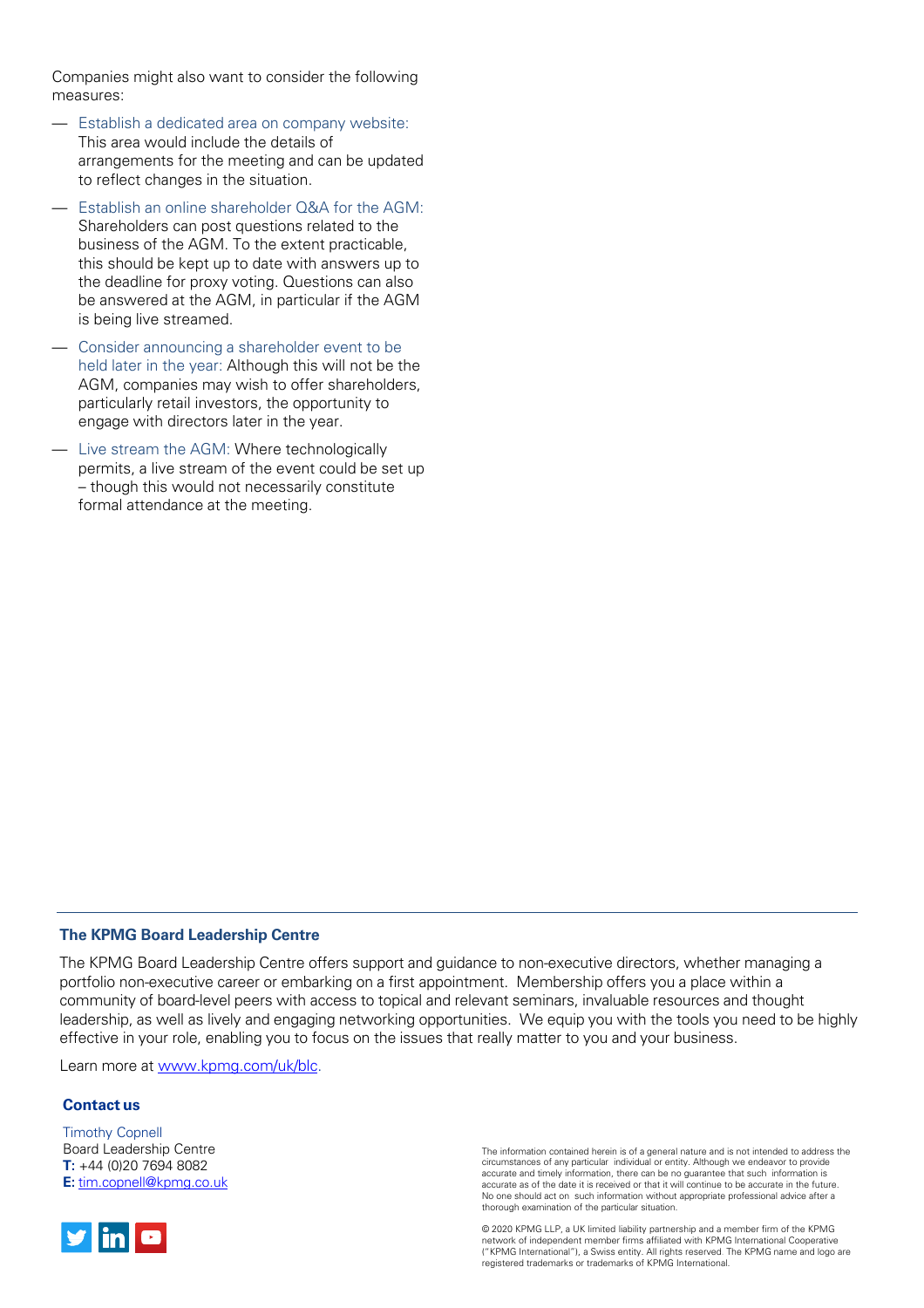Companies might also want to consider the following measures:

- Establish a dedicated area on company website: This area would include the details of arrangements for the meeting and can be updated to reflect changes in the situation.
- Establish an online shareholder Q&A for the AGM: Shareholders can post questions related to the business of the AGM. To the extent practicable, this should be kept up to date with answers up to the deadline for proxy voting. Questions can also be answered at the AGM, in particular if the AGM is being live streamed.
- Consider announcing a shareholder event to be held later in the year: Although this will not be the AGM, companies may wish to offer shareholders, particularly retail investors, the opportunity to engage with directors later in the year.
- Live stream the AGM: Where technologically permits, a live stream of the event could be set up – though this would not necessarily constitute formal attendance at the meeting.

## The KPMG Board Leadership Centre

The KPMG Board Leadership Centre offers support and guidance to non-executive directors, whether managing a portfolio non-executive career or embarking on a first appointment. Membership offers you a place within a community of board-level peers with access to topical and relevant seminars, invaluable resources and thought leadership, as well as lively and engaging networking opportunities. We equip you with the tools you need to be highly effective in your role, enabling you to focus on the issues that really matter to you and your business.

Learn more at www.kpmg.com/uk/blc.

### Contact us

Timothy Copnell
Board Leadership Centre
**T:** +44 (0)20 7694 8082
**E:** tim.copnell@kpmg.co.uk

The information contained herein is of a general nature and is not intended to address the circumstances of any particular individual or entity. Although we endeavor to provide accurate and timely information, there can be no guarantee that such information is accurate as of the date it is received or that it will continue to be accurate in the future. No one should act on such information without appropriate professional advice after a thorough examination of the particular situation.

© 2020 KPMG LLP, a UK limited liability partnership and a member firm of the KPMG network of independent member firms affiliated with KPMG International Cooperative ("KPMG International"), a Swiss entity. All rights reserved. The KPMG name and logo are registered trademarks or trademarks of KPMG International.